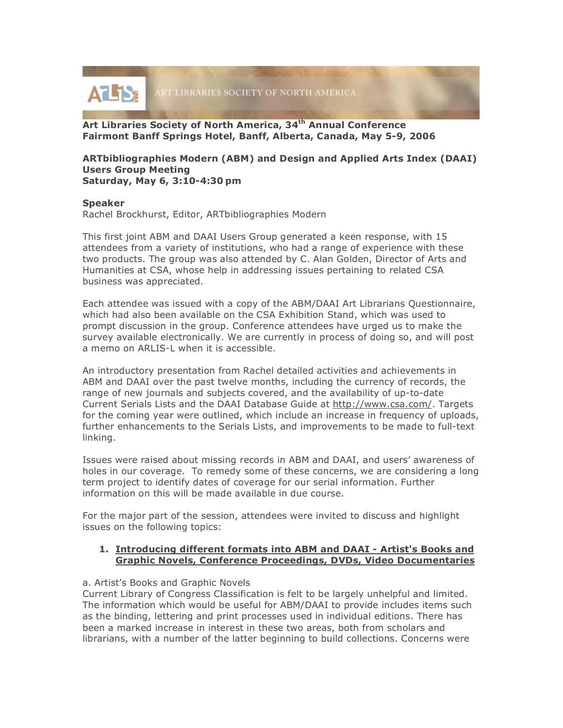ART LIBRARIES SOCIETY OF NORTH AMERICA

**Art Libraries Society of North America, 34th Annual Conference**
**Fairmont Banff Springs Hotel, Banff, Alberta, Canada, May 5-9, 2006**

**ARTbibliographies Modern (ABM) and Design and Applied Arts Index (DAAI) Users Group Meeting**
**Saturday, May 6, 3:10-4:30 pm**

**Speaker**
Rachel Brockhurst, Editor, ARTbibliographies Modern

This first joint ABM and DAAI Users Group generated a keen response, with 15 attendees from a variety of institutions, who had a range of experience with these two products. The group was also attended by C. Alan Golden, Director of Arts and Humanities at CSA, whose help in addressing issues pertaining to related CSA business was appreciated.

Each attendee was issued with a copy of the ABM/DAAI Art Librarians Questionnaire, which had also been available on the CSA Exhibition Stand, which was used to prompt discussion in the group. Conference attendees have urged us to make the survey available electronically. We are currently in process of doing so, and will post a memo on ARLIS-L when it is accessible.

An introductory presentation from Rachel detailed activities and achievements in ABM and DAAI over the past twelve months, including the currency of records, the range of new journals and subjects covered, and the availability of up-to-date Current Serials Lists and the DAAI Database Guide at http://www.csa.com/. Targets for the coming year were outlined, which include an increase in frequency of uploads, further enhancements to the Serials Lists, and improvements to be made to full-text linking.

Issues were raised about missing records in ABM and DAAI, and users' awareness of holes in our coverage. To remedy some of these concerns, we are considering a long term project to identify dates of coverage for our serial information. Further information on this will be made available in due course.

For the major part of the session, attendees were invited to discuss and highlight issues on the following topics:

1. **Introducing different formats into ABM and DAAI - Artist's Books and Graphic Novels, Conference Proceedings, DVDs, Video Documentaries**

a. Artist's Books and Graphic Novels
Current Library of Congress Classification is felt to be largely unhelpful and limited. The information which would be useful for ABM/DAAI to provide includes items such as the binding, lettering and print processes used in individual editions. There has been a marked increase in interest in these two areas, both from scholars and librarians, with a number of the latter beginning to build collections. Concerns were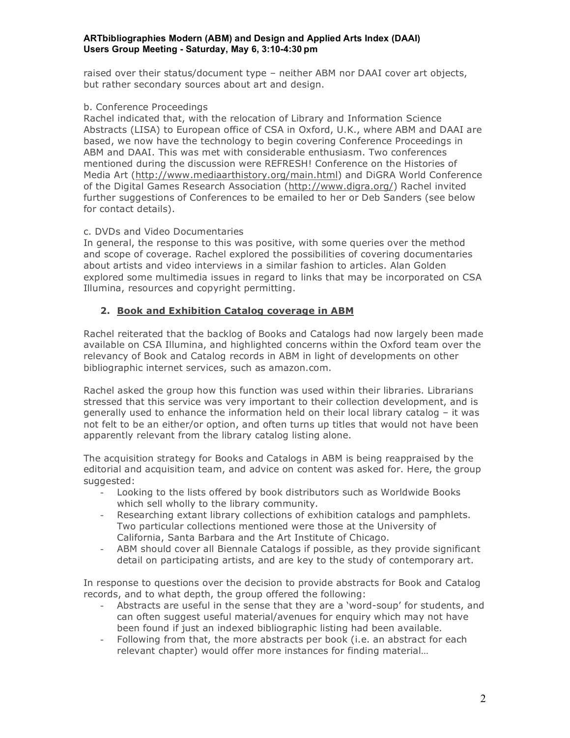raised over their status/document type – neither ABM nor DAAI cover art objects, but rather secondary sources about art and design.

b. Conference Proceedings

Rachel indicated that, with the relocation of Library and Information Science Abstracts (LISA) to European office of CSA in Oxford, U.K., where ABM and DAAI are based, we now have the technology to begin covering Conference Proceedings in ABM and DAAI. This was met with considerable enthusiasm. Two conferences mentioned during the discussion were REFRESH! Conference on the Histories of Media Art (http://www.mediaarthistory.org/main.html) and DiGRA World Conference of the Digital Games Research Association (http://www.digra.org/) Rachel invited further suggestions of Conferences to be emailed to her or Deb Sanders (see below for contact details).

c. DVDs and Video Documentaries

In general, the response to this was positive, with some queries over the method and scope of coverage. Rachel explored the possibilities of covering documentaries about artists and video interviews in a similar fashion to articles. Alan Golden explored some multimedia issues in regard to links that may be incorporated on CSA Illumina, resources and copyright permitting.

2. **Book and Exhibition Catalog coverage in ABM**

Rachel reiterated that the backlog of Books and Catalogs had now largely been made available on CSA Illumina, and highlighted concerns within the Oxford team over the relevancy of Book and Catalog records in ABM in light of developments on other bibliographic internet services, such as amazon.com.

Rachel asked the group how this function was used within their libraries. Librarians stressed that this service was very important to their collection development, and is generally used to enhance the information held on their local library catalog – it was not felt to be an either/or option, and often turns up titles that would not have been apparently relevant from the library catalog listing alone.

The acquisition strategy for Books and Catalogs in ABM is being reappraised by the editorial and acquisition team, and advice on content was asked for. Here, the group suggested:

- Looking to the lists offered by book distributors such as Worldwide Books which sell wholly to the library community.
- Researching extant library collections of exhibition catalogs and pamphlets. Two particular collections mentioned were those at the University of California, Santa Barbara and the Art Institute of Chicago.
- ABM should cover all Biennale Catalogs if possible, as they provide significant detail on participating artists, and are key to the study of contemporary art.

In response to questions over the decision to provide abstracts for Book and Catalog records, and to what depth, the group offered the following:

- Abstracts are useful in the sense that they are a 'word-soup' for students, and can often suggest useful material/avenues for enquiry which may not have been found if just an indexed bibliographic listing had been available.
- Following from that, the more abstracts per book (i.e. an abstract for each relevant chapter) would offer more instances for finding material…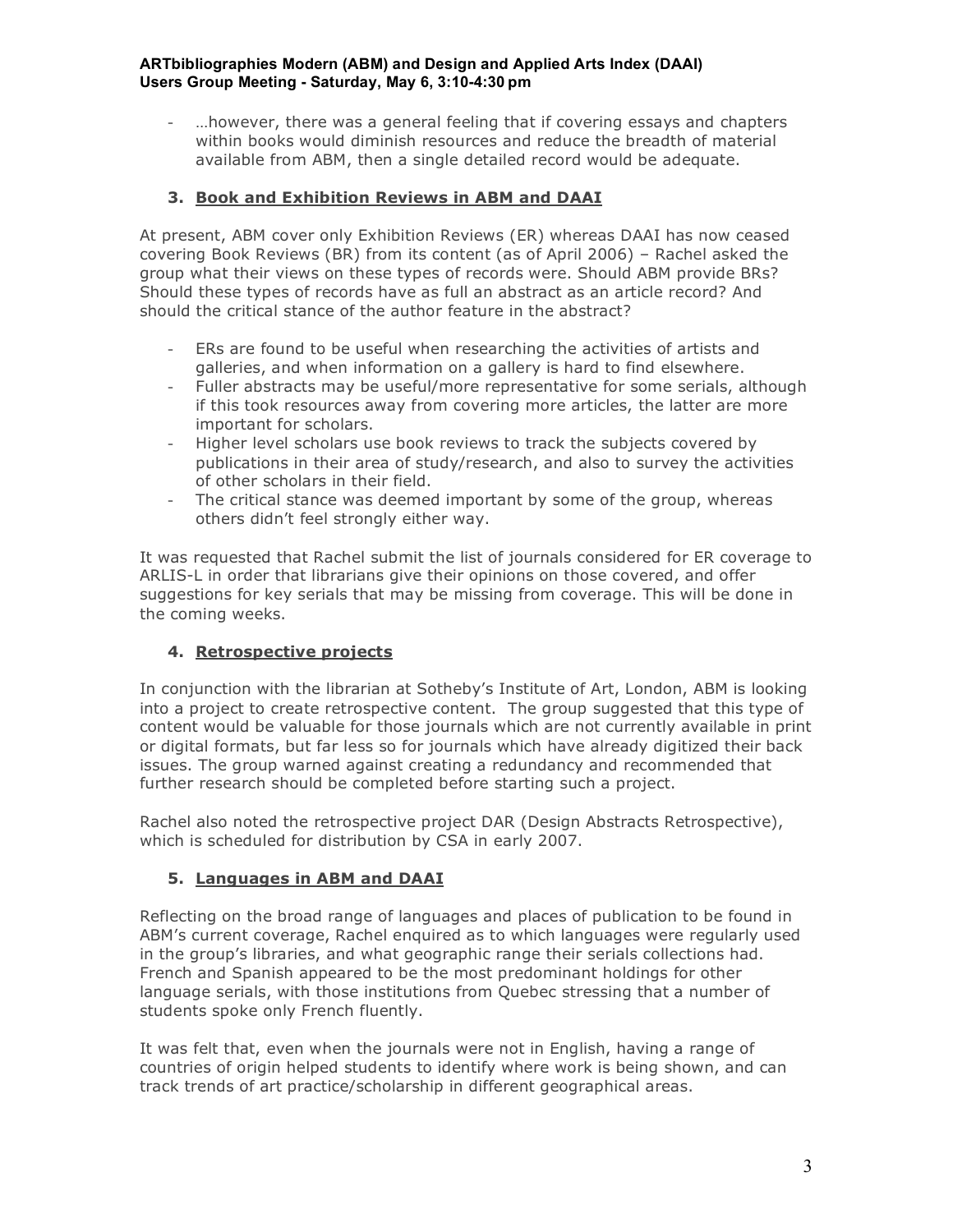- …however, there was a general feeling that if covering essays and chapters within books would diminish resources and reduce the breadth of material available from ABM, then a single detailed record would be adequate.

## 3. Book and Exhibition Reviews in ABM and DAAI

At present, ABM cover only Exhibition Reviews (ER) whereas DAAI has now ceased covering Book Reviews (BR) from its content (as of April 2006) – Rachel asked the group what their views on these types of records were. Should ABM provide BRs? Should these types of records have as full an abstract as an article record? And should the critical stance of the author feature in the abstract?

- ERs are found to be useful when researching the activities of artists and galleries, and when information on a gallery is hard to find elsewhere.
- Fuller abstracts may be useful/more representative for some serials, although if this took resources away from covering more articles, the latter are more important for scholars.
- Higher level scholars use book reviews to track the subjects covered by publications in their area of study/research, and also to survey the activities of other scholars in their field.
- The critical stance was deemed important by some of the group, whereas others didn't feel strongly either way.

It was requested that Rachel submit the list of journals considered for ER coverage to ARLIS-L in order that librarians give their opinions on those covered, and offer suggestions for key serials that may be missing from coverage. This will be done in the coming weeks.

## 4. Retrospective projects

In conjunction with the librarian at Sotheby's Institute of Art, London, ABM is looking into a project to create retrospective content. The group suggested that this type of content would be valuable for those journals which are not currently available in print or digital formats, but far less so for journals which have already digitized their back issues. The group warned against creating a redundancy and recommended that further research should be completed before starting such a project.

Rachel also noted the retrospective project DAR (Design Abstracts Retrospective), which is scheduled for distribution by CSA in early 2007.

## 5. Languages in ABM and DAAI

Reflecting on the broad range of languages and places of publication to be found in ABM's current coverage, Rachel enquired as to which languages were regularly used in the group's libraries, and what geographic range their serials collections had. French and Spanish appeared to be the most predominant holdings for other language serials, with those institutions from Quebec stressing that a number of students spoke only French fluently.

It was felt that, even when the journals were not in English, having a range of countries of origin helped students to identify where work is being shown, and can track trends of art practice/scholarship in different geographical areas.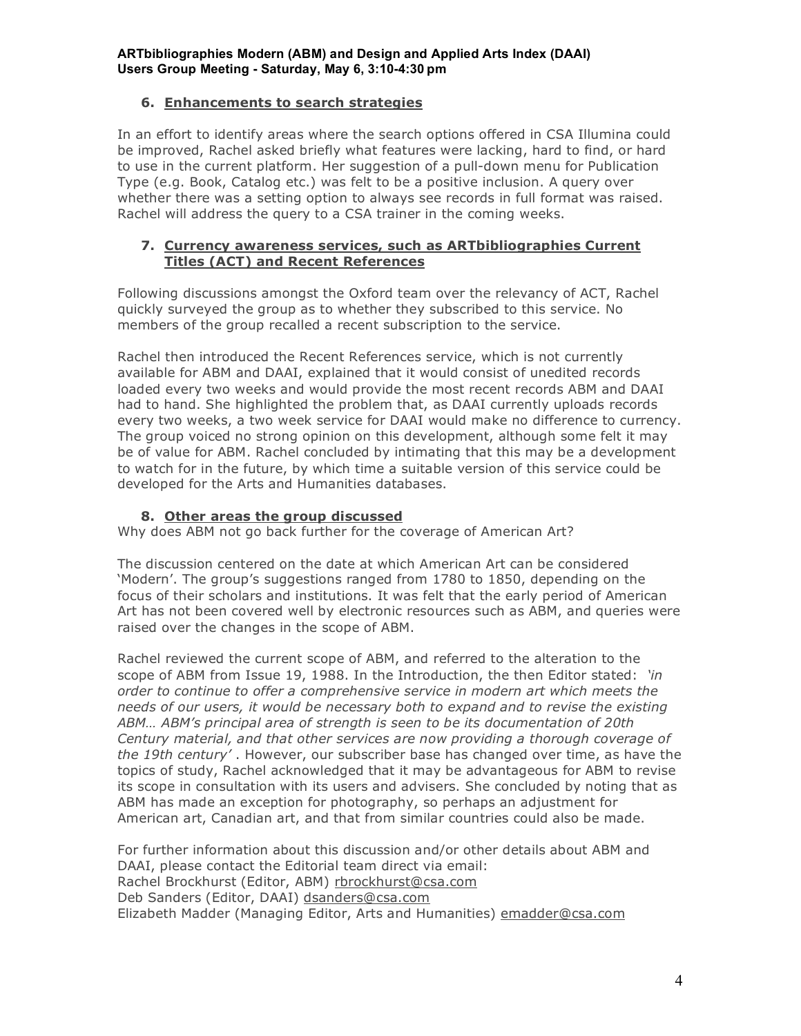### 6. Enhancements to search strategies

In an effort to identify areas where the search options offered in CSA Illumina could be improved, Rachel asked briefly what features were lacking, hard to find, or hard to use in the current platform. Her suggestion of a pull-down menu for Publication Type (e.g. Book, Catalog etc.) was felt to be a positive inclusion. A query over whether there was a setting option to always see records in full format was raised. Rachel will address the query to a CSA trainer in the coming weeks.

### 7. Currency awareness services, such as ARTbibliographies Current Titles (ACT) and Recent References

Following discussions amongst the Oxford team over the relevancy of ACT, Rachel quickly surveyed the group as to whether they subscribed to this service. No members of the group recalled a recent subscription to the service.

Rachel then introduced the Recent References service, which is not currently available for ABM and DAAI, explained that it would consist of unedited records loaded every two weeks and would provide the most recent records ABM and DAAI had to hand. She highlighted the problem that, as DAAI currently uploads records every two weeks, a two week service for DAAI would make no difference to currency. The group voiced no strong opinion on this development, although some felt it may be of value for ABM. Rachel concluded by intimating that this may be a development to watch for in the future, by which time a suitable version of this service could be developed for the Arts and Humanities databases.

### 8. Other areas the group discussed

Why does ABM not go back further for the coverage of American Art?

The discussion centered on the date at which American Art can be considered 'Modern'. The group's suggestions ranged from 1780 to 1850, depending on the focus of their scholars and institutions. It was felt that the early period of American Art has not been covered well by electronic resources such as ABM, and queries were raised over the changes in the scope of ABM.

Rachel reviewed the current scope of ABM, and referred to the alteration to the scope of ABM from Issue 19, 1988. In the Introduction, the then Editor stated: *'in order to continue to offer a comprehensive service in modern art which meets the needs of our users, it would be necessary both to expand and to revise the existing ABM… ABM's principal area of strength is seen to be its documentation of 20th Century material, and that other services are now providing a thorough coverage of the 19th century'* . However, our subscriber base has changed over time, as have the topics of study, Rachel acknowledged that it may be advantageous for ABM to revise its scope in consultation with its users and advisers. She concluded by noting that as ABM has made an exception for photography, so perhaps an adjustment for American art, Canadian art, and that from similar countries could also be made.

For further information about this discussion and/or other details about ABM and DAAI, please contact the Editorial team direct via email:
Rachel Brockhurst (Editor, ABM) rbrockhurst@csa.com
Deb Sanders (Editor, DAAI) dsanders@csa.com
Elizabeth Madder (Managing Editor, Arts and Humanities) emadder@csa.com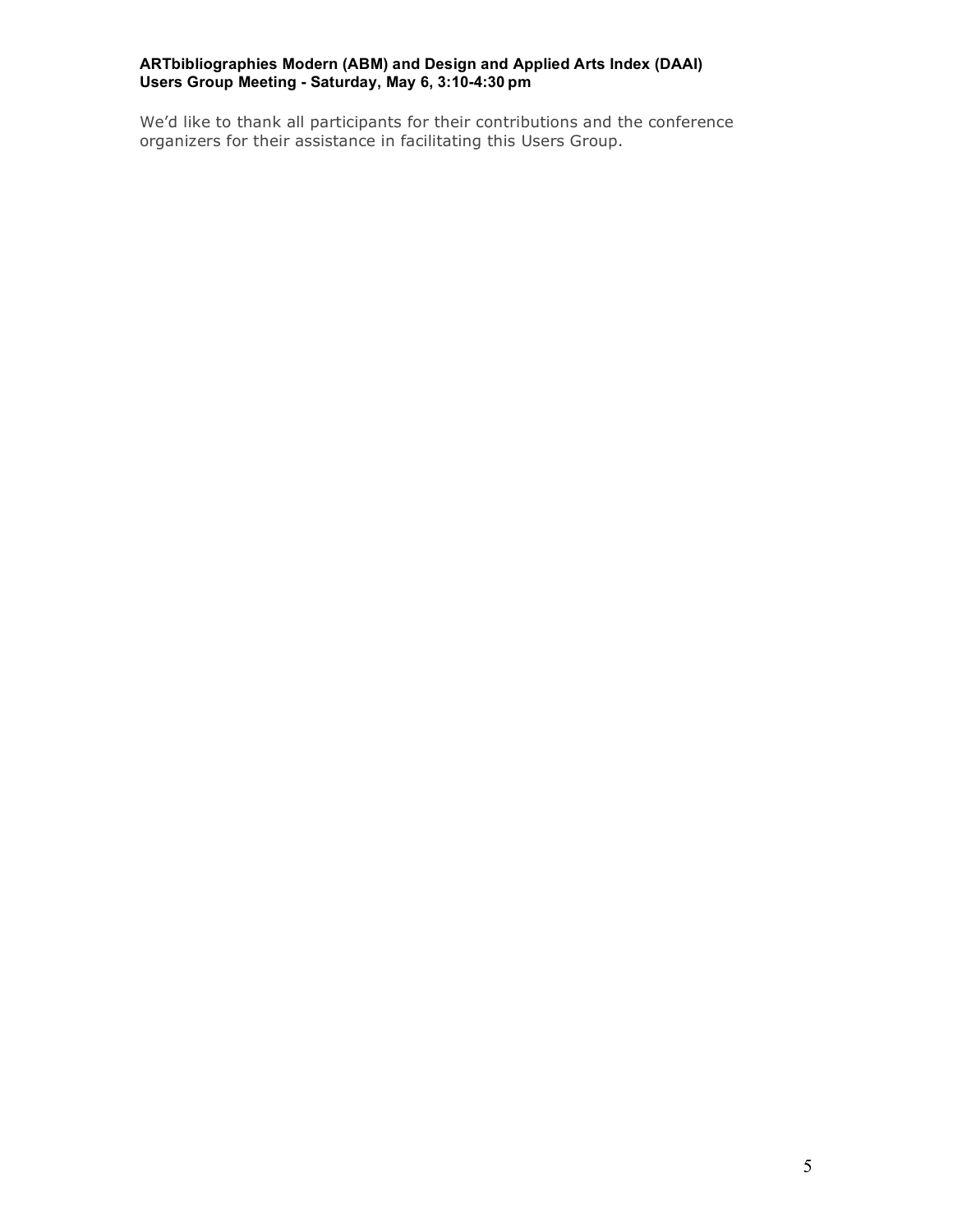We'd like to thank all participants for their contributions and the conference organizers for their assistance in facilitating this Users Group.